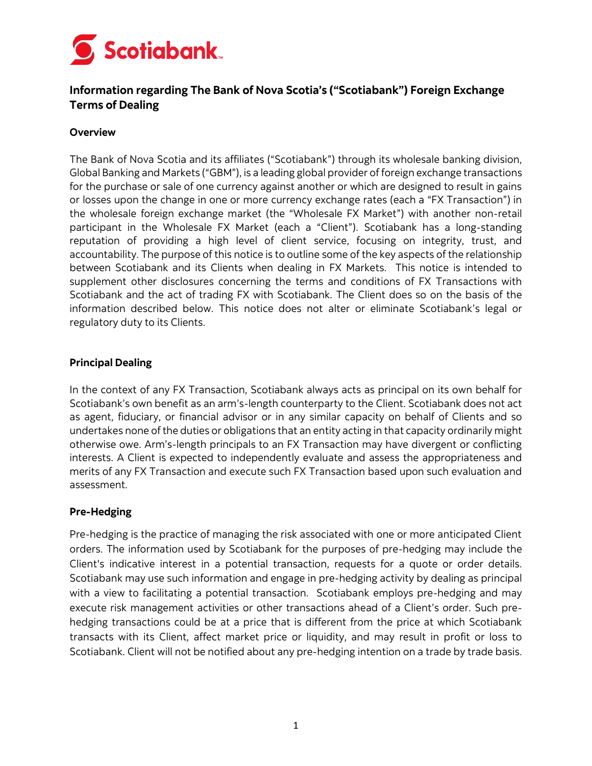# Information regarding The Bank of Nova Scotia's ("Scotiabank") Foreign Exchange Terms of Dealing

## Overview

The Bank of Nova Scotia and its affiliates ("Scotiabank") through its wholesale banking division, Global Banking and Markets ("GBM"), is a leading global provider of foreign exchange transactions for the purchase or sale of one currency against another or which are designed to result in gains or losses upon the change in one or more currency exchange rates (each a "FX Transaction") in the wholesale foreign exchange market (the "Wholesale FX Market") with another non-retail participant in the Wholesale FX Market (each a "Client"). Scotiabank has a long-standing reputation of providing a high level of client service, focusing on integrity, trust, and accountability. The purpose of this notice is to outline some of the key aspects of the relationship between Scotiabank and its Clients when dealing in FX Markets. This notice is intended to supplement other disclosures concerning the terms and conditions of FX Transactions with Scotiabank and the act of trading FX with Scotiabank. The Client does so on the basis of the information described below. This notice does not alter or eliminate Scotiabank's legal or regulatory duty to its Clients.

## Principal Dealing

In the context of any FX Transaction, Scotiabank always acts as principal on its own behalf for Scotiabank's own benefit as an arm's-length counterparty to the Client. Scotiabank does not act as agent, fiduciary, or financial advisor or in any similar capacity on behalf of Clients and so undertakes none of the duties or obligations that an entity acting in that capacity ordinarily might otherwise owe. Arm's-length principals to an FX Transaction may have divergent or conflicting interests. A Client is expected to independently evaluate and assess the appropriateness and merits of any FX Transaction and execute such FX Transaction based upon such evaluation and assessment.

## Pre-Hedging

Pre-hedging is the practice of managing the risk associated with one or more anticipated Client orders. The information used by Scotiabank for the purposes of pre-hedging may include the Client's indicative interest in a potential transaction, requests for a quote or order details. Scotiabank may use such information and engage in pre-hedging activity by dealing as principal with a view to facilitating a potential transaction. Scotiabank employs pre-hedging and may execute risk management activities or other transactions ahead of a Client's order. Such pre-hedging transactions could be at a price that is different from the price at which Scotiabank transacts with its Client, affect market price or liquidity, and may result in profit or loss to Scotiabank. Client will not be notified about any pre-hedging intention on a trade by trade basis.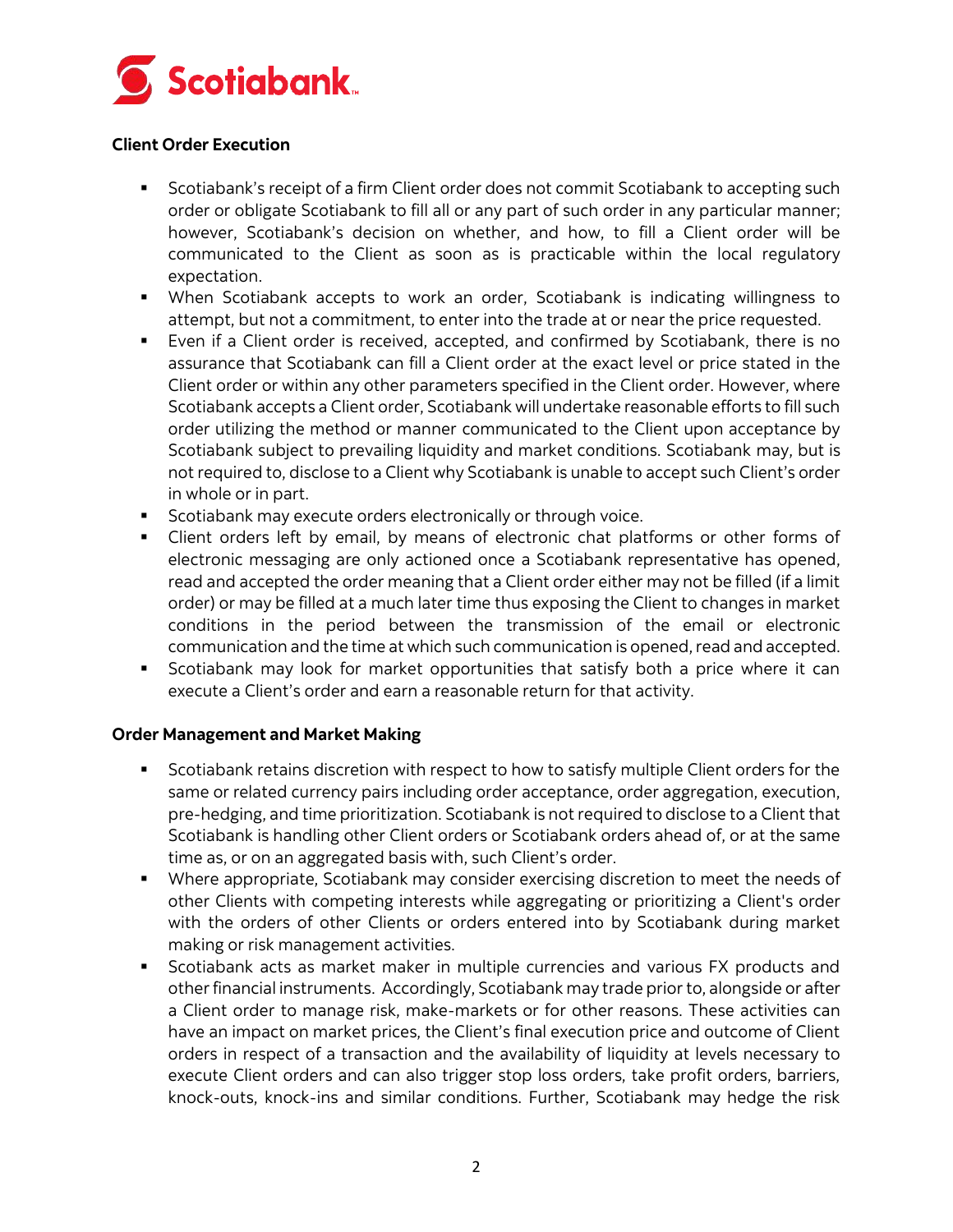## Client Order Execution

- Scotiabank's receipt of a firm Client order does not commit Scotiabank to accepting such order or obligate Scotiabank to fill all or any part of such order in any particular manner; however, Scotiabank's decision on whether, and how, to fill a Client order will be communicated to the Client as soon as is practicable within the local regulatory expectation.
- When Scotiabank accepts to work an order, Scotiabank is indicating willingness to attempt, but not a commitment, to enter into the trade at or near the price requested.
- Even if a Client order is received, accepted, and confirmed by Scotiabank, there is no assurance that Scotiabank can fill a Client order at the exact level or price stated in the Client order or within any other parameters specified in the Client order. However, where Scotiabank accepts a Client order, Scotiabank will undertake reasonable efforts to fill such order utilizing the method or manner communicated to the Client upon acceptance by Scotiabank subject to prevailing liquidity and market conditions. Scotiabank may, but is not required to, disclose to a Client why Scotiabank is unable to accept such Client's order in whole or in part.
- Scotiabank may execute orders electronically or through voice.
- Client orders left by email, by means of electronic chat platforms or other forms of electronic messaging are only actioned once a Scotiabank representative has opened, read and accepted the order meaning that a Client order either may not be filled (if a limit order) or may be filled at a much later time thus exposing the Client to changes in market conditions in the period between the transmission of the email or electronic communication and the time at which such communication is opened, read and accepted.
- Scotiabank may look for market opportunities that satisfy both a price where it can execute a Client's order and earn a reasonable return for that activity.

## Order Management and Market Making

- Scotiabank retains discretion with respect to how to satisfy multiple Client orders for the same or related currency pairs including order acceptance, order aggregation, execution, pre-hedging, and time prioritization. Scotiabank is not required to disclose to a Client that Scotiabank is handling other Client orders or Scotiabank orders ahead of, or at the same time as, or on an aggregated basis with, such Client's order.
- Where appropriate, Scotiabank may consider exercising discretion to meet the needs of other Clients with competing interests while aggregating or prioritizing a Client's order with the orders of other Clients or orders entered into by Scotiabank during market making or risk management activities.
- Scotiabank acts as market maker in multiple currencies and various FX products and other financial instruments. Accordingly, Scotiabank may trade prior to, alongside or after a Client order to manage risk, make-markets or for other reasons. These activities can have an impact on market prices, the Client's final execution price and outcome of Client orders in respect of a transaction and the availability of liquidity at levels necessary to execute Client orders and can also trigger stop loss orders, take profit orders, barriers, knock-outs, knock-ins and similar conditions. Further, Scotiabank may hedge the risk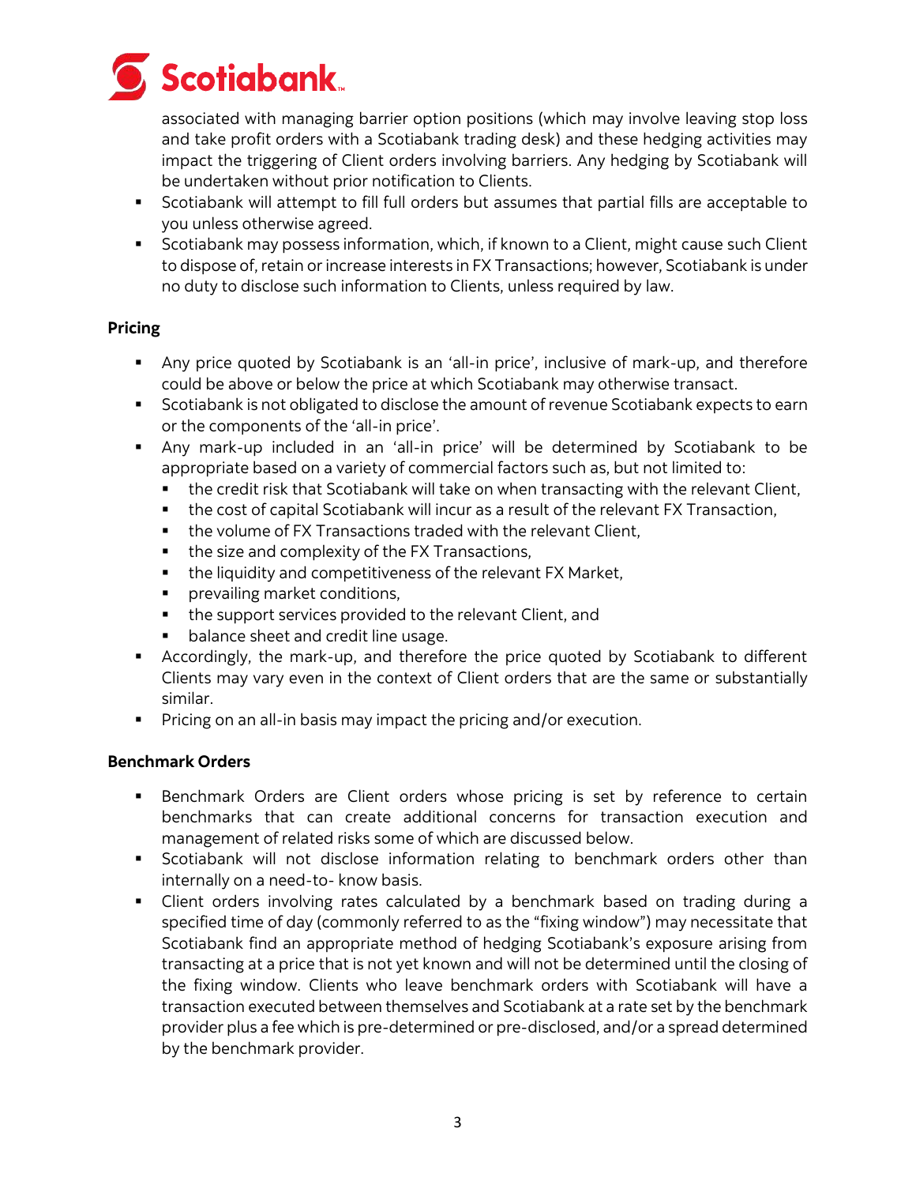associated with managing barrier option positions (which may involve leaving stop loss and take profit orders with a Scotiabank trading desk) and these hedging activities may impact the triggering of Client orders involving barriers. Any hedging by Scotiabank will be undertaken without prior notification to Clients.

- Scotiabank will attempt to fill full orders but assumes that partial fills are acceptable to you unless otherwise agreed.
- Scotiabank may possess information, which, if known to a Client, might cause such Client to dispose of, retain or increase interests in FX Transactions; however, Scotiabank is under no duty to disclose such information to Clients, unless required by law.

**Pricing**

- Any price quoted by Scotiabank is an 'all-in price', inclusive of mark-up, and therefore could be above or below the price at which Scotiabank may otherwise transact.
- Scotiabank is not obligated to disclose the amount of revenue Scotiabank expects to earn or the components of the 'all-in price'.
- Any mark-up included in an 'all-in price' will be determined by Scotiabank to be appropriate based on a variety of commercial factors such as, but not limited to:
  - the credit risk that Scotiabank will take on when transacting with the relevant Client,
  - the cost of capital Scotiabank will incur as a result of the relevant FX Transaction,
  - the volume of FX Transactions traded with the relevant Client,
  - the size and complexity of the FX Transactions,
  - the liquidity and competitiveness of the relevant FX Market,
  - prevailing market conditions,
  - the support services provided to the relevant Client, and
  - balance sheet and credit line usage.
- Accordingly, the mark-up, and therefore the price quoted by Scotiabank to different Clients may vary even in the context of Client orders that are the same or substantially similar.
- Pricing on an all-in basis may impact the pricing and/or execution.

**Benchmark Orders**

- Benchmark Orders are Client orders whose pricing is set by reference to certain benchmarks that can create additional concerns for transaction execution and management of related risks some of which are discussed below.
- Scotiabank will not disclose information relating to benchmark orders other than internally on a need-to- know basis.
- Client orders involving rates calculated by a benchmark based on trading during a specified time of day (commonly referred to as the "fixing window") may necessitate that Scotiabank find an appropriate method of hedging Scotiabank's exposure arising from transacting at a price that is not yet known and will not be determined until the closing of the fixing window. Clients who leave benchmark orders with Scotiabank will have a transaction executed between themselves and Scotiabank at a rate set by the benchmark provider plus a fee which is pre-determined or pre-disclosed, and/or a spread determined by the benchmark provider.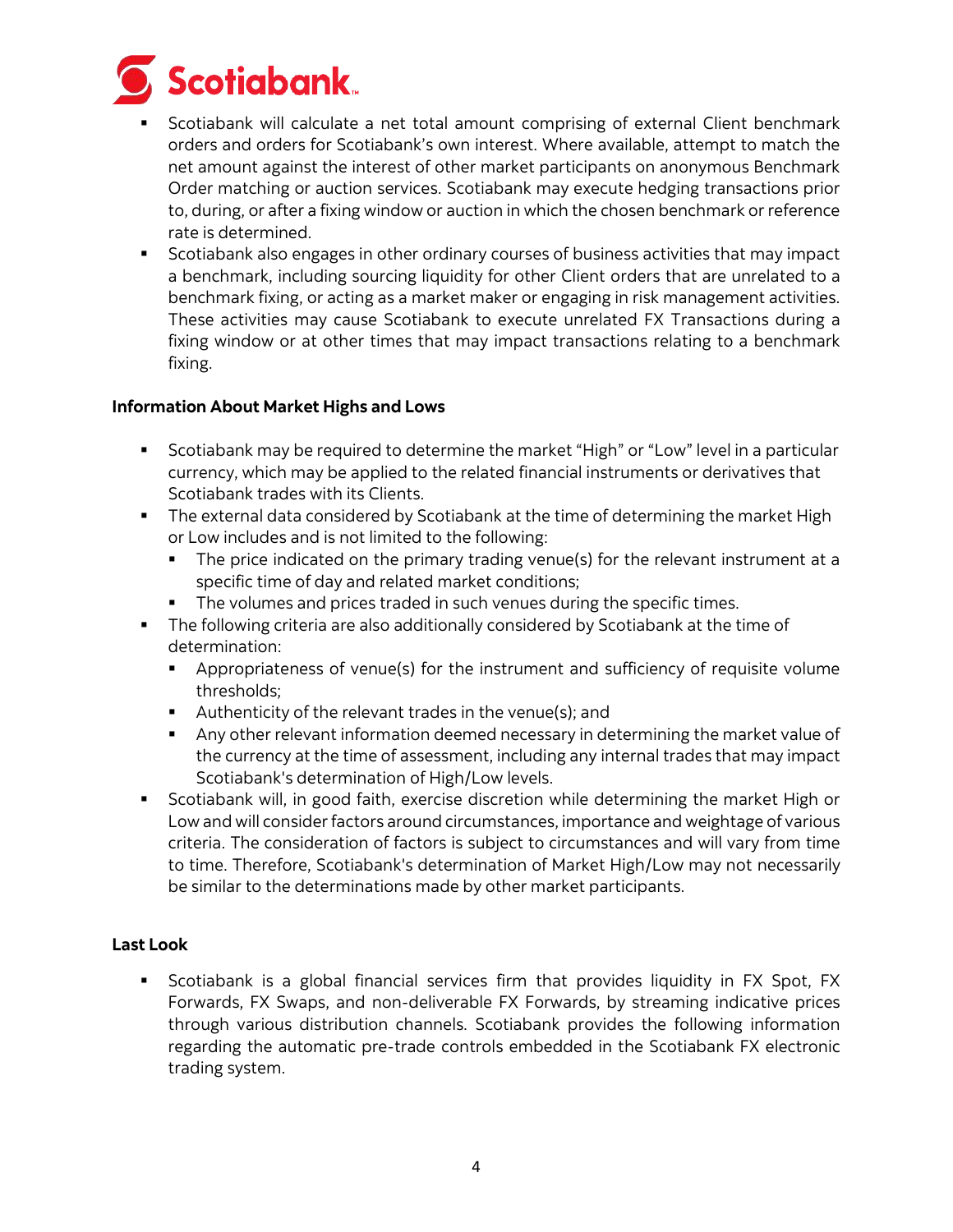- Scotiabank will calculate a net total amount comprising of external Client benchmark orders and orders for Scotiabank's own interest. Where available, attempt to match the net amount against the interest of other market participants on anonymous Benchmark Order matching or auction services. Scotiabank may execute hedging transactions prior to, during, or after a fixing window or auction in which the chosen benchmark or reference rate is determined.
- Scotiabank also engages in other ordinary courses of business activities that may impact a benchmark, including sourcing liquidity for other Client orders that are unrelated to a benchmark fixing, or acting as a market maker or engaging in risk management activities. These activities may cause Scotiabank to execute unrelated FX Transactions during a fixing window or at other times that may impact transactions relating to a benchmark fixing.

**Information About Market Highs and Lows**

- Scotiabank may be required to determine the market "High" or "Low" level in a particular currency, which may be applied to the related financial instruments or derivatives that Scotiabank trades with its Clients.
- The external data considered by Scotiabank at the time of determining the market High or Low includes and is not limited to the following:
  - The price indicated on the primary trading venue(s) for the relevant instrument at a specific time of day and related market conditions;
  - The volumes and prices traded in such venues during the specific times.
- The following criteria are also additionally considered by Scotiabank at the time of determination:
  - Appropriateness of venue(s) for the instrument and sufficiency of requisite volume thresholds;
  - Authenticity of the relevant trades in the venue(s); and
  - Any other relevant information deemed necessary in determining the market value of the currency at the time of assessment, including any internal trades that may impact Scotiabank's determination of High/Low levels.
- Scotiabank will, in good faith, exercise discretion while determining the market High or Low and will consider factors around circumstances, importance and weightage of various criteria. The consideration of factors is subject to circumstances and will vary from time to time. Therefore, Scotiabank's determination of Market High/Low may not necessarily be similar to the determinations made by other market participants.

**Last Look**

- Scotiabank is a global financial services firm that provides liquidity in FX Spot, FX Forwards, FX Swaps, and non-deliverable FX Forwards, by streaming indicative prices through various distribution channels. Scotiabank provides the following information regarding the automatic pre-trade controls embedded in the Scotiabank FX electronic trading system.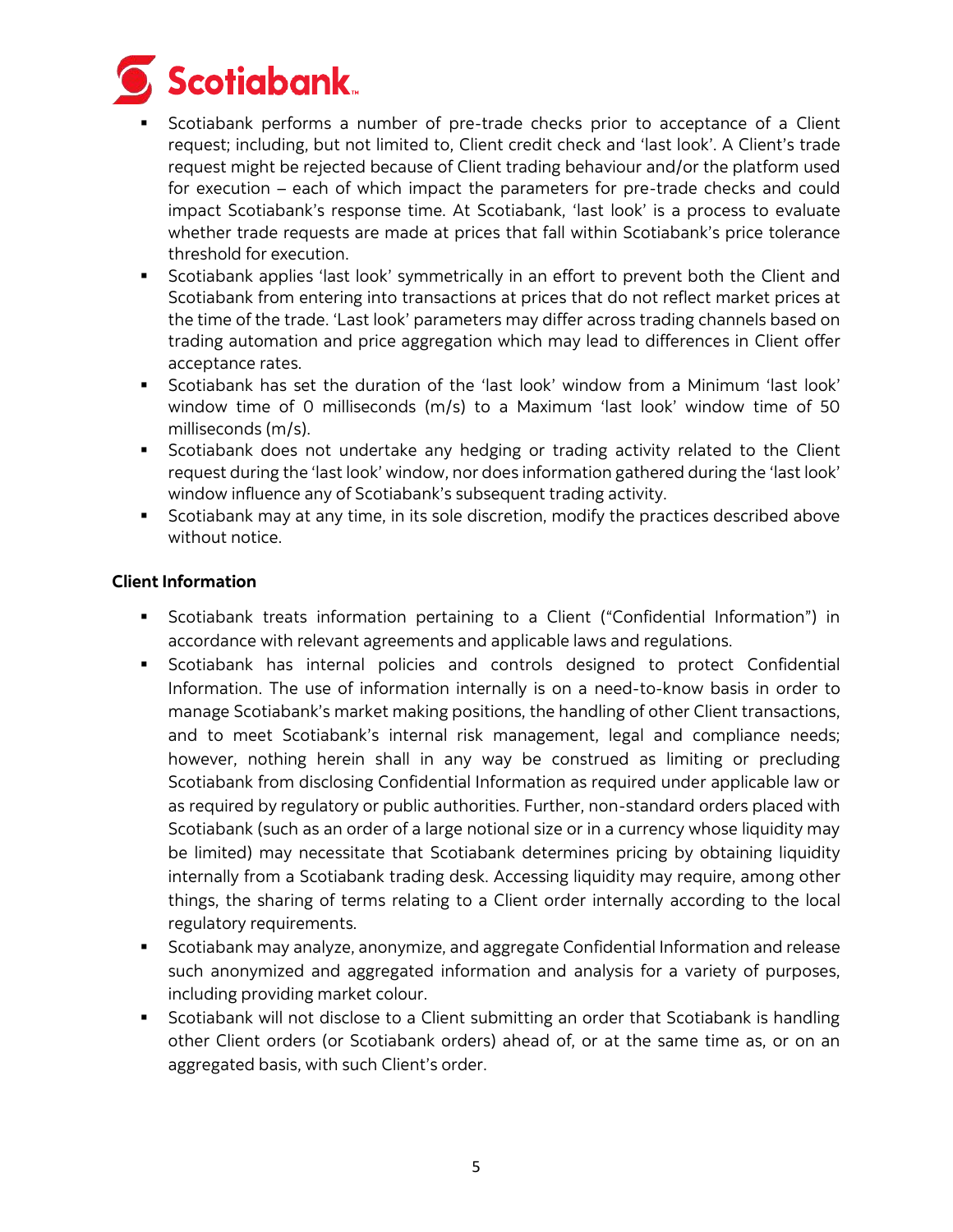- Scotiabank performs a number of pre-trade checks prior to acceptance of a Client request; including, but not limited to, Client credit check and 'last look'. A Client's trade request might be rejected because of Client trading behaviour and/or the platform used for execution – each of which impact the parameters for pre-trade checks and could impact Scotiabank's response time. At Scotiabank, 'last look' is a process to evaluate whether trade requests are made at prices that fall within Scotiabank's price tolerance threshold for execution.
- Scotiabank applies 'last look' symmetrically in an effort to prevent both the Client and Scotiabank from entering into transactions at prices that do not reflect market prices at the time of the trade. 'Last look' parameters may differ across trading channels based on trading automation and price aggregation which may lead to differences in Client offer acceptance rates.
- Scotiabank has set the duration of the 'last look' window from a Minimum 'last look' window time of 0 milliseconds (m/s) to a Maximum 'last look' window time of 50 milliseconds (m/s).
- Scotiabank does not undertake any hedging or trading activity related to the Client request during the 'last look' window, nor does information gathered during the 'last look' window influence any of Scotiabank's subsequent trading activity.
- Scotiabank may at any time, in its sole discretion, modify the practices described above without notice.

**Client Information**

- Scotiabank treats information pertaining to a Client ("Confidential Information") in accordance with relevant agreements and applicable laws and regulations.
- Scotiabank has internal policies and controls designed to protect Confidential Information. The use of information internally is on a need-to-know basis in order to manage Scotiabank's market making positions, the handling of other Client transactions, and to meet Scotiabank's internal risk management, legal and compliance needs; however, nothing herein shall in any way be construed as limiting or precluding Scotiabank from disclosing Confidential Information as required under applicable law or as required by regulatory or public authorities. Further, non-standard orders placed with Scotiabank (such as an order of a large notional size or in a currency whose liquidity may be limited) may necessitate that Scotiabank determines pricing by obtaining liquidity internally from a Scotiabank trading desk. Accessing liquidity may require, among other things, the sharing of terms relating to a Client order internally according to the local regulatory requirements.
- Scotiabank may analyze, anonymize, and aggregate Confidential Information and release such anonymized and aggregated information and analysis for a variety of purposes, including providing market colour.
- Scotiabank will not disclose to a Client submitting an order that Scotiabank is handling other Client orders (or Scotiabank orders) ahead of, or at the same time as, or on an aggregated basis, with such Client's order.